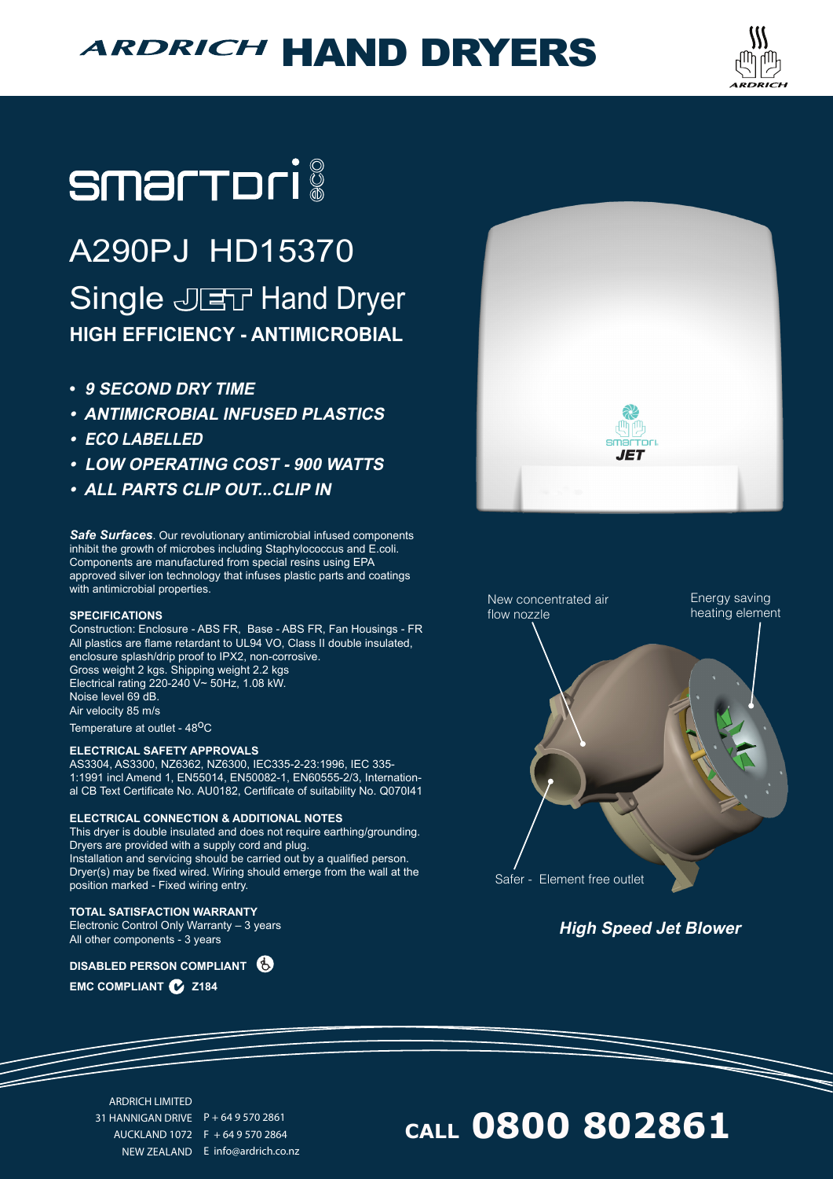# ARDRICH HAND DRYERS

## smartDri eco

## A290PJ HD15370

## Single JET Hand Dryer

**HIGH EFFICIENCY - ANTIMICROBIAL**

- ***9 SECOND DRY TIME***
- ***ANTIMICROBIAL INFUSED PLASTICS***
- ***ECO LABELLED***
- ***LOW OPERATING COST - 900 WATTS***
- ***ALL PARTS CLIP OUT...CLIP IN***

***Safe Surfaces***. Our revolutionary antimicrobial infused components inhibit the growth of microbes including Staphylococcus and E.coli. Components are manufactured from special resins using EPA approved silver ion technology that infuses plastic parts and coatings with antimicrobial properties.

**SPECIFICATIONS**

Construction: Enclosure - ABS FR, Base - ABS FR, Fan Housings - FR
All plastics are flame retardant to UL94 VO, Class II double insulated, enclosure splash/drip proof to IPX2, non-corrosive.
Gross weight 2 kgs. Shipping weight 2.2 kgs
Electrical rating 220-240 V~ 50Hz, 1.08 kW.
Noise level 69 dB.
Air velocity 85 m/s
Temperature at outlet - 48$^{o}$C

**ELECTRICAL SAFETY APPROVALS**

AS3304, AS3300, NZ6362, NZ6300, IEC335-2-23:1996, IEC 335-1:1991 incl Amend 1, EN55014, EN50082-1, EN60555-2/3, International CB Text Certificate No. AU0182, Certificate of suitability No. Q070I41

**ELECTRICAL CONNECTION & ADDITIONAL NOTES**

This dryer is double insulated and does not require earthing/grounding.
Dryers are provided with a supply cord and plug.
Installation and servicing should be carried out by a qualified person.
Dryer(s) may be fixed wired. Wiring should emerge from the wall at the position marked - Fixed wiring entry.

**TOTAL SATISFACTION WARRANTY**

Electronic Control Only Warranty – 3 years
All other components - 3 years

**DISABLED PERSON COMPLIANT**

**EMC COMPLIANT Z184**

smartDri JET

New concentrated air flow nozzle

Energy saving heating element

Safer - Element free outlet

***High Speed Jet Blower***

ARDRICH LIMITED
31 HANNIGAN DRIVE
AUCKLAND 1072
NEW ZEALAND

P + 64 9 570 2861
F + 64 9 570 2864
E info@ardrich.co.nz

**CALL 0800 802861**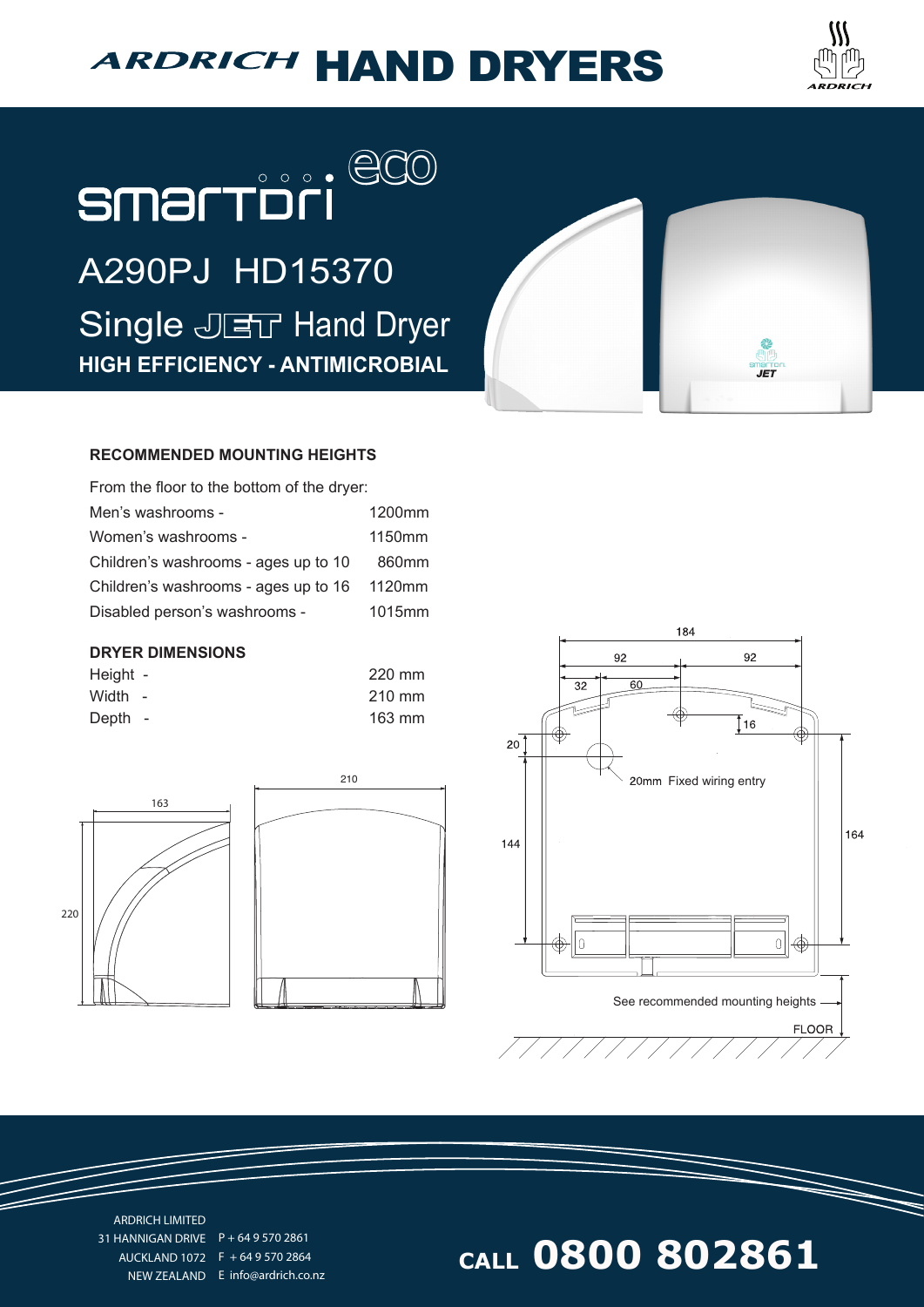# ARDRICH HAND DRYERS

smartdri eco

## A290PJ HD15370

## Single JET Hand Dryer

**HIGH EFFICIENCY - ANTIMICROBIAL**

### RECOMMENDED MOUNTING HEIGHTS

From the floor to the bottom of the dryer:

| | |
|---|---|
| Men's washrooms - | 1200mm |
| Women's washrooms - | 1150mm |
| Children's washrooms - ages up to 10 | 860mm |
| Children's washrooms - ages up to 16 | 1120mm |
| Disabled person's washrooms - | 1015mm |

### DRYER DIMENSIONS

| | |
|---|---|
| Height - | 220 mm |
| Width - | 210 mm |
| Depth - | 163 mm |

163
220
210

184
92
92
32
60
16
20
20mm Fixed wiring entry
144
164
See recommended mounting heights
FLOOR

ARDRICH LIMITED
31 HANNIGAN DRIVE
AUCKLAND 1072
NEW ZEALAND

P + 64 9 570 2861
F + 64 9 570 2864
E info@ardrich.co.nz

**CALL 0800 802861**